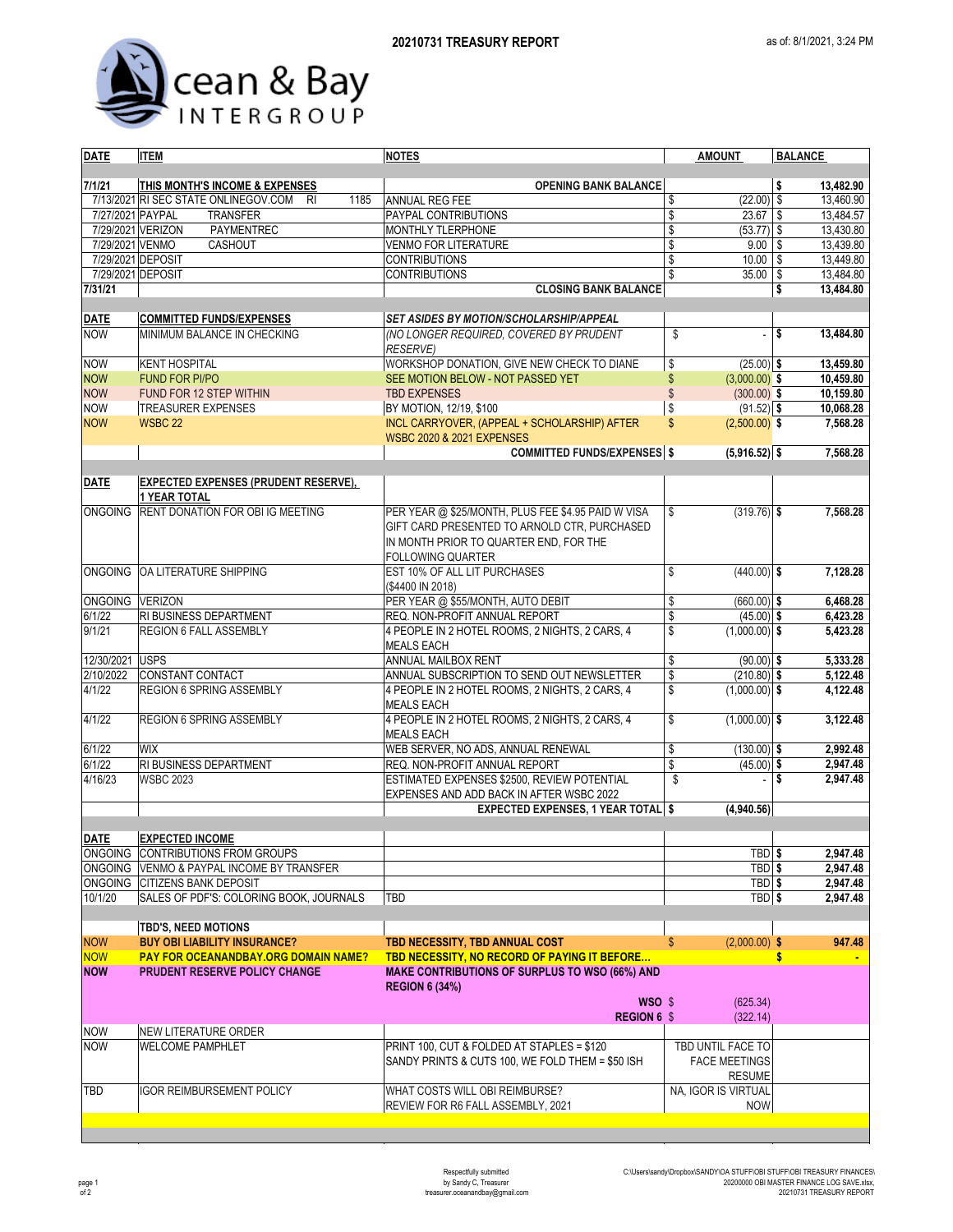# 20210731 TREASURY REPORT

as of: 8/1/2021, 3:24 PM

Ocean & Bay INTERGROUP

| DATE | ITEM | NOTES | AMOUNT | BALANCE |
|---|---|---|---|---|
| 7/1/21 | THIS MONTH'S INCOME & EXPENSES | OPENING BANK BALANCE | | $ 13,482.90 |
| 7/13/2021 | RI SEC STATE ONLINEGOV.COM RI 1185 | ANNUAL REG FEE | $ (22.00) | $ 13,460.90 |
| 7/27/2021 | PAYPAL TRANSFER | PAYPAL CONTRIBUTIONS | $ 23.67 | $ 13,484.57 |
| 7/29/2021 | VERIZON PAYMENTREC | MONTHLY TLERPHONE | $ (53.77) | $ 13,430.80 |
| 7/29/2021 | VENMO CASHOUT | VENMO FOR LITERATURE | $ 9.00 | $ 13,439.80 |
| 7/29/2021 | DEPOSIT | CONTRIBUTIONS | $ 10.00 | $ 13,449.80 |
| 7/29/2021 | DEPOSIT | CONTRIBUTIONS | $ 35.00 | $ 13,484.80 |
| 7/31/21 | | CLOSING BANK BALANCE | | $ 13,484.80 |
| | | | | |
| DATE | COMMITTED FUNDS/EXPENSES | SET ASIDES BY MOTION/SCHOLARSHIP/APPEAL | | |
| NOW | MINIMUM BALANCE IN CHECKING | (NO LONGER REQUIRED, COVERED BY PRUDENT RESERVE) | $ - | $ 13,484.80 |
| NOW | KENT HOSPITAL | WORKSHOP DONATION, GIVE NEW CHECK TO DIANE | $ (25.00) | $ 13,459.80 |
| NOW | FUND FOR PI/PO | SEE MOTION BELOW - NOT PASSED YET | $ (3,000.00) | $ 10,459.80 |
| NOW | FUND FOR 12 STEP WITHIN | TBD EXPENSES | $ (300.00) | $ 10,159.80 |
| NOW | TREASURER EXPENSES | BY MOTION, 12/19, $100 | $ (91.52) | $ 10,068.28 |
| NOW | WSBC 22 | INCL CARRYOVER, (APPEAL + SCHOLARSHIP) AFTER WSBC 2020 & 2021 EXPENSES | $ (2,500.00) | $ 7,568.28 |
| | | COMMITTED FUNDS/EXPENSES | $ (5,916.52) | $ 7,568.28 |
| | | | | |
| DATE | EXPECTED EXPENSES (PRUDENT RESERVE), 1 YEAR TOTAL | | | |
| ONGOING | RENT DONATION FOR OBI IG MEETING | PER YEAR @ $25/MONTH, PLUS FEE $4.95 PAID W VISA GIFT CARD PRESENTED TO ARNOLD CTR, PURCHASED IN MONTH PRIOR TO QUARTER END, FOR THE FOLLOWING QUARTER | $ (319.76) | $ 7,568.28 |
| ONGOING | OA LITERATURE SHIPPING | EST 10% OF ALL LIT PURCHASES ($4400 IN 2018) | $ (440.00) | $ 7,128.28 |
| ONGOING | VERIZON | PER YEAR @ $55/MONTH, AUTO DEBIT | $ (660.00) | $ 6,468.28 |
| 6/1/22 | RI BUSINESS DEPARTMENT | REQ. NON-PROFIT ANNUAL REPORT | $ (45.00) | $ 6,423.28 |
| 9/1/21 | REGION 6 FALL ASSEMBLY | 4 PEOPLE IN 2 HOTEL ROOMS, 2 NIGHTS, 2 CARS, 4 MEALS EACH | $ (1,000.00) | $ 5,423.28 |
| 12/30/2021 | USPS | ANNUAL MAILBOX RENT | $ (90.00) | $ 5,333.28 |
| 2/10/2022 | CONSTANT CONTACT | ANNUAL SUBSCRIPTION TO SEND OUT NEWSLETTER | $ (210.80) | $ 5,122.48 |
| 4/1/22 | REGION 6 SPRING ASSEMBLY | 4 PEOPLE IN 2 HOTEL ROOMS, 2 NIGHTS, 2 CARS, 4 MEALS EACH | $ (1,000.00) | $ 4,122.48 |
| 4/1/22 | REGION 6 SPRING ASSEMBLY | 4 PEOPLE IN 2 HOTEL ROOMS, 2 NIGHTS, 2 CARS, 4 MEALS EACH | $ (1,000.00) | $ 3,122.48 |
| 6/1/22 | WIX | WEB SERVER, NO ADS, ANNUAL RENEWAL | $ (130.00) | $ 2,992.48 |
| 6/1/22 | RI BUSINESS DEPARTMENT | REQ. NON-PROFIT ANNUAL REPORT | $ (45.00) | $ 2,947.48 |
| 4/16/23 | WSBC 2023 | ESTIMATED EXPENSES $2500, REVIEW POTENTIAL EXPENSES AND ADD BACK IN AFTER WSBC 2022 | $ - | $ 2,947.48 |
| | | EXPECTED EXPENSES, 1 YEAR TOTAL | $ (4,940.56) | |
| | | | | |
| DATE | EXPECTED INCOME | | | |
| ONGOING | CONTRIBUTIONS FROM GROUPS | | TBD | $ 2,947.48 |
| ONGOING | VENMO & PAYPAL INCOME BY TRANSFER | | TBD | $ 2,947.48 |
| ONGOING | CITIZENS BANK DEPOSIT | | TBD | $ 2,947.48 |
| 10/1/20 | SALES OF PDF'S: COLORING BOOK, JOURNALS | TBD | TBD | $ 2,947.48 |
| | | | | |
| | TBD'S, NEED MOTIONS | | | |
| NOW | BUY OBI LIABILITY INSURANCE? | TBD NECESSITY, TBD ANNUAL COST | $ (2,000.00) | $ 947.48 |
| NOW | PAY FOR OCEANANDBAY.ORG DOMAIN NAME? | TBD NECESSITY, NO RECORD OF PAYING IT BEFORE... | | $ - |
| NOW | PRUDENT RESERVE POLICY CHANGE | MAKE CONTRIBUTIONS OF SURPLUS TO WSO (66%) AND REGION 6 (34%) | | |
| | | WSO | $ (625.34) | |
| | | REGION 6 | $ (322.14) | |
| NOW | NEW LITERATURE ORDER | | | |
| NOW | WELCOME PAMPHLET | PRINT 100, CUT & FOLDED AT STAPLES = $120 SANDY PRINTS & CUTS 100, WE FOLD THEM = $50 ISH | TBD UNTIL FACE TO FACE MEETINGS RESUME | |
| TBD | IGOR REIMBURSEMENT POLICY | WHAT COSTS WILL OBI REIMBURSE? REVIEW FOR R6 FALL ASSEMBLY, 2021 | NA, IGOR IS VIRTUAL NOW | |

Respectfully submitted
by Sandy C, Treasurer
treasurer.oceanandbay@gmail.com

C:\Users\sandy\Dropbox\SANDY\OA STUFF\OBI STUFF\OBI TREASURY FINANCES\20200000 OBI MASTER FINANCE LOG SAVE.xlsx, 20210731 TREASURY REPORT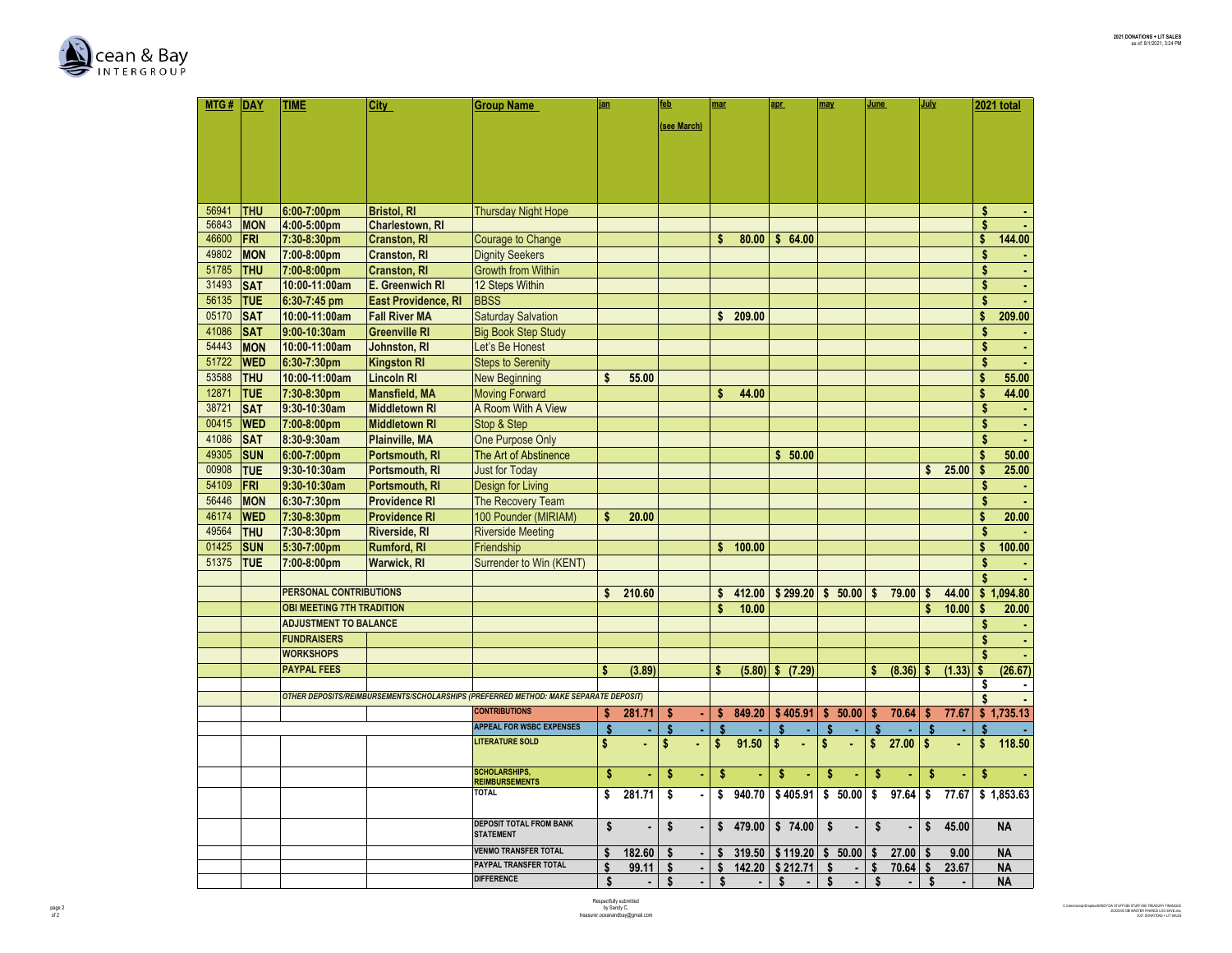Ocean & Bay INTERGROUP

**2021 DONATIONS + LIT SALES**
as of: 8/1/2021, 3:24 PM

| MTG # | DAY | TIME | City | Group Name | jan | feb (see March) | mar | apr | may | June | July | 2021 total |
|---|---|---|---|---|---|---|---|---|---|---|---|---|
| 56941 | THU | 6:00-7:00pm | Bristol, RI | Thursday Night Hope | | | | | | | | $ - |
| 56843 | MON | 4:00-5:00pm | Charlestown, RI | | | | | | | | | $ - |
| 46600 | FRI | 7:30-8:30pm | Cranston, RI | Courage to Change | | | $ 80.00 | $ 64.00 | | | | $ 144.00 |
| 49802 | MON | 7:00-8:00pm | Cranston, RI | Dignity Seekers | | | | | | | | $ - |
| 51785 | THU | 7:00-8:00pm | Cranston, RI | Growth from Within | | | | | | | | $ - |
| 31493 | SAT | 10:00-11:00am | E. Greenwich RI | 12 Steps Within | | | | | | | | $ - |
| 56135 | TUE | 6:30-7:45 pm | East Providence, RI | BBSS | | | | | | | | $ - |
| 05170 | SAT | 10:00-11:00am | Fall River MA | Saturday Salvation | | | $ 209.00 | | | | | $ 209.00 |
| 41086 | SAT | 9:00-10:30am | Greenville RI | Big Book Step Study | | | | | | | | $ - |
| 54443 | MON | 10:00-11:00am | Johnston, RI | Let's Be Honest | | | | | | | | $ - |
| 51722 | WED | 6:30-7:30pm | Kingston RI | Steps to Serenity | | | | | | | | $ - |
| 53588 | THU | 10:00-11:00am | Lincoln RI | New Beginning | $ 55.00 | | | | | | | $ 55.00 |
| 12871 | TUE | 7:30-8:30pm | Mansfield, MA | Moving Forward | | | $ 44.00 | | | | | $ 44.00 |
| 38721 | SAT | 9:30-10:30am | Middletown RI | A Room With A View | | | | | | | | $ - |
| 00415 | WED | 7:00-8:00pm | Middletown RI | Stop & Step | | | | | | | | $ - |
| 41086 | SAT | 8:30-9:30am | Plainville, MA | One Purpose Only | | | | | | | | $ - |
| 49305 | SUN | 6:00-7:00pm | Portsmouth, RI | The Art of Abstinence | | | | $ 50.00 | | | | $ 50.00 |
| 00908 | TUE | 9:30-10:30am | Portsmouth, RI | Just for Today | | | | | | | $ 25.00 | $ 25.00 |
| 54109 | FRI | 9:30-10:30am | Portsmouth, RI | Design for Living | | | | | | | | $ - |
| 56446 | MON | 6:30-7:30pm | Providence RI | The Recovery Team | | | | | | | | $ - |
| 46174 | WED | 7:30-8:30pm | Providence RI | 100 Pounder (MIRIAM) | $ 20.00 | | | | | | | $ 20.00 |
| 49564 | THU | 7:30-8:30pm | Riverside, RI | Riverside Meeting | | | | | | | | $ - |
| 01425 | SUN | 5:30-7:00pm | Rumford, RI | Friendship | | | $ 100.00 | | | | | $ 100.00 |
| 51375 | TUE | 7:00-8:00pm | Warwick, RI | Surrender to Win (KENT) | | | | | | | | $ - |
| | | | | | | | | | | | | $ - |
| | | PERSONAL CONTRIBUTIONS | | | $ 210.60 | | $ 412.00 | $ 299.20 | $ 50.00 | $ 79.00 | $ 44.00 | $ 1,094.80 |
| | | OBI MEETING 7TH TRADITION | | | | | $ 10.00 | | | | $ 10.00 | $ 20.00 |
| | | ADJUSTMENT TO BALANCE | | | | | | | | | | $ - |
| | | FUNDRAISERS | | | | | | | | | | $ - |
| | | WORKSHOPS | | | | | | | | | | $ - |
| | | PAYPAL FEES | | | $ (3.89) | | $ (5.80) | $ (7.29) | | $ (8.36) | $ (1.33) | $ (26.67) |
| | | | | | | | | | | | | $ - |
| | | OTHER DEPOSITS/REIMBURSEMENTS/SCHOLARSHIPS (PREFERRED METHOD: MAKE SEPARATE DEPOSIT) | | | | | | | | | | $ - |
| | | | | CONTRIBUTIONS | $ 281.71 | $ - | $ 849.20 | $ 405.91 | $ 50.00 | $ 70.64 | $ 77.67 | $ 1,735.13 |
| | | | | APPEAL FOR WSBC EXPENSES | $ - | $ - | $ - | $ - | $ - | $ - | $ - | $ - |
| | | | | LITERATURE SOLD | $ - | $ - | $ 91.50 | $ - | $ - | $ 27.00 | $ - | $ 118.50 |
| | | | | SCHOLARSHIPS, REIMBURSEMENTS | $ - | $ - | $ - | $ - | $ - | $ - | $ - | $ - |
| | | | | TOTAL | $ 281.71 | $ - | $ 940.70 | $ 405.91 | $ 50.00 | $ 97.64 | $ 77.67 | $ 1,853.63 |
| | | | | DEPOSIT TOTAL FROM BANK STATEMENT | $ - | $ - | $ 479.00 | $ 74.00 | $ - | $ - | $ 45.00 | NA |
| | | | | VENMO TRANSFER TOTAL | $ 182.60 | $ - | $ 319.50 | $ 119.20 | $ 50.00 | $ 27.00 | $ 9.00 | NA |
| | | | | PAYPAL TRANSFER TOTAL | $ 99.11 | $ - | $ 142.20 | $ 212.71 | $ - | $ 70.64 | $ 23.67 | NA |
| | | | | DIFFERENCE | $ - | $ - | $ - | $ - | $ - | $ - | $ - | NA |

Respectfully submitted
by Sandy C.
treasurer.oceanandbay@gmail.com